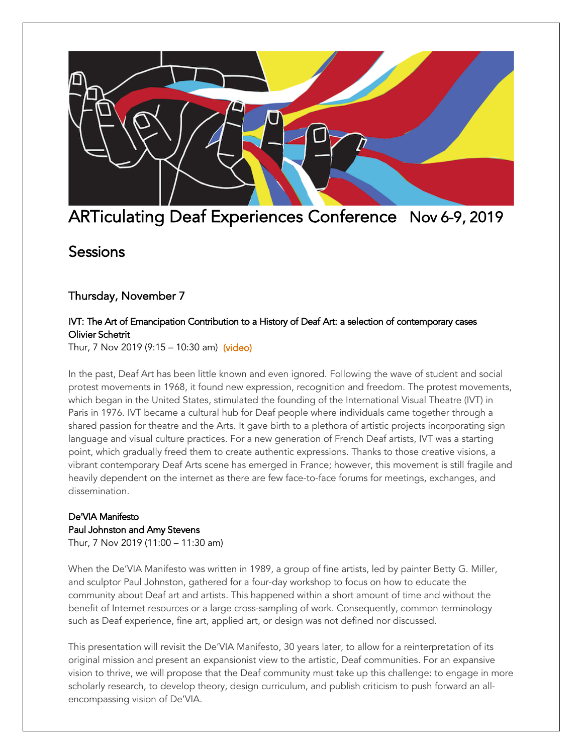# ARTiculating Deaf Experiences Conference Nov 6-9, 2019

## Sessions

### Thursday, November 7

**IVT: The Art of Emancipation Contribution to a History of Deaf Art: a selection of contemporary cases**
**Olivier Schetrit**
Thur, 7 Nov 2019 (9:15 – 10:30 am) (video)

In the past, Deaf Art has been little known and even ignored. Following the wave of student and social protest movements in 1968, it found new expression, recognition and freedom. The protest movements, which began in the United States, stimulated the founding of the International Visual Theatre (IVT) in Paris in 1976. IVT became a cultural hub for Deaf people where individuals came together through a shared passion for theatre and the Arts. It gave birth to a plethora of artistic projects incorporating sign language and visual culture practices. For a new generation of French Deaf artists, IVT was a starting point, which gradually freed them to create authentic expressions. Thanks to those creative visions, a vibrant contemporary Deaf Arts scene has emerged in France; however, this movement is still fragile and heavily dependent on the internet as there are few face-to-face forums for meetings, exchanges, and dissemination.

**De'VIA Manifesto**
**Paul Johnston and Amy Stevens**
Thur, 7 Nov 2019 (11:00 – 11:30 am)

When the De'VIA Manifesto was written in 1989, a group of fine artists, led by painter Betty G. Miller, and sculptor Paul Johnston, gathered for a four-day workshop to focus on how to educate the community about Deaf art and artists. This happened within a short amount of time and without the benefit of Internet resources or a large cross-sampling of work. Consequently, common terminology such as Deaf experience, fine art, applied art, or design was not defined nor discussed.

This presentation will revisit the De'VIA Manifesto, 30 years later, to allow for a reinterpretation of its original mission and present an expansionist view to the artistic, Deaf communities. For an expansive vision to thrive, we will propose that the Deaf community must take up this challenge: to engage in more scholarly research, to develop theory, design curriculum, and publish criticism to push forward an all-encompassing vision of De'VIA.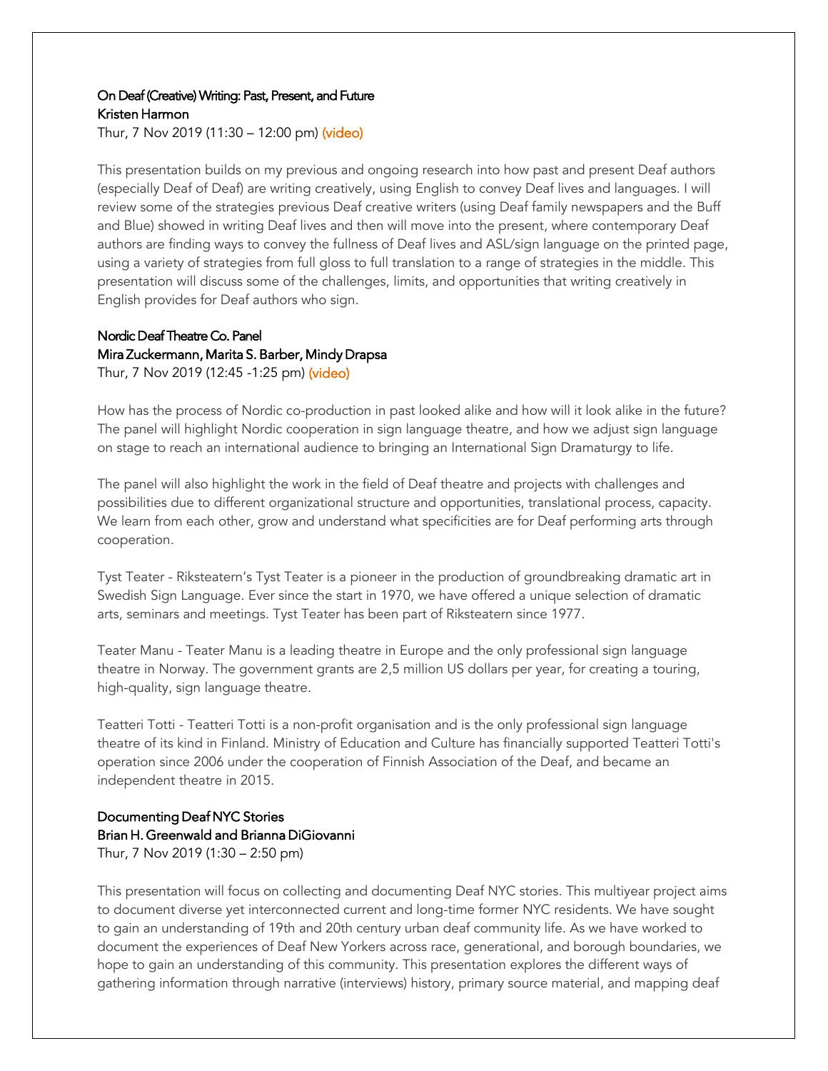### On Deaf (Creative) Writing: Past, Present, and Future
### Kristen Harmon
Thur, 7 Nov 2019 (11:30 – 12:00 pm) (video)

This presentation builds on my previous and ongoing research into how past and present Deaf authors (especially Deaf of Deaf) are writing creatively, using English to convey Deaf lives and languages. I will review some of the strategies previous Deaf creative writers (using Deaf family newspapers and the Buff and Blue) showed in writing Deaf lives and then will move into the present, where contemporary Deaf authors are finding ways to convey the fullness of Deaf lives and ASL/sign language on the printed page, using a variety of strategies from full gloss to full translation to a range of strategies in the middle. This presentation will discuss some of the challenges, limits, and opportunities that writing creatively in English provides for Deaf authors who sign.

### Nordic Deaf Theatre Co. Panel
### Mira Zuckermann, Marita S. Barber, Mindy Drapsa
Thur, 7 Nov 2019 (12:45 -1:25 pm) (video)

How has the process of Nordic co-production in past looked alike and how will it look alike in the future? The panel will highlight Nordic cooperation in sign language theatre, and how we adjust sign language on stage to reach an international audience to bringing an International Sign Dramaturgy to life.

The panel will also highlight the work in the field of Deaf theatre and projects with challenges and possibilities due to different organizational structure and opportunities, translational process, capacity. We learn from each other, grow and understand what specificities are for Deaf performing arts through cooperation.

Tyst Teater - Riksteatern's Tyst Teater is a pioneer in the production of groundbreaking dramatic art in Swedish Sign Language. Ever since the start in 1970, we have offered a unique selection of dramatic arts, seminars and meetings. Tyst Teater has been part of Riksteatern since 1977.

Teater Manu - Teater Manu is a leading theatre in Europe and the only professional sign language theatre in Norway. The government grants are 2,5 million US dollars per year, for creating a touring, high-quality, sign language theatre.

Teatteri Totti - Teatteri Totti is a non-profit organisation and is the only professional sign language theatre of its kind in Finland. Ministry of Education and Culture has financially supported Teatteri Totti's operation since 2006 under the cooperation of Finnish Association of the Deaf, and became an independent theatre in 2015.

### Documenting Deaf NYC Stories
### Brian H. Greenwald and Brianna DiGiovanni
Thur, 7 Nov 2019 (1:30 – 2:50 pm)

This presentation will focus on collecting and documenting Deaf NYC stories. This multiyear project aims to document diverse yet interconnected current and long-time former NYC residents. We have sought to gain an understanding of 19th and 20th century urban deaf community life. As we have worked to document the experiences of Deaf New Yorkers across race, generational, and borough boundaries, we hope to gain an understanding of this community. This presentation explores the different ways of gathering information through narrative (interviews) history, primary source material, and mapping deaf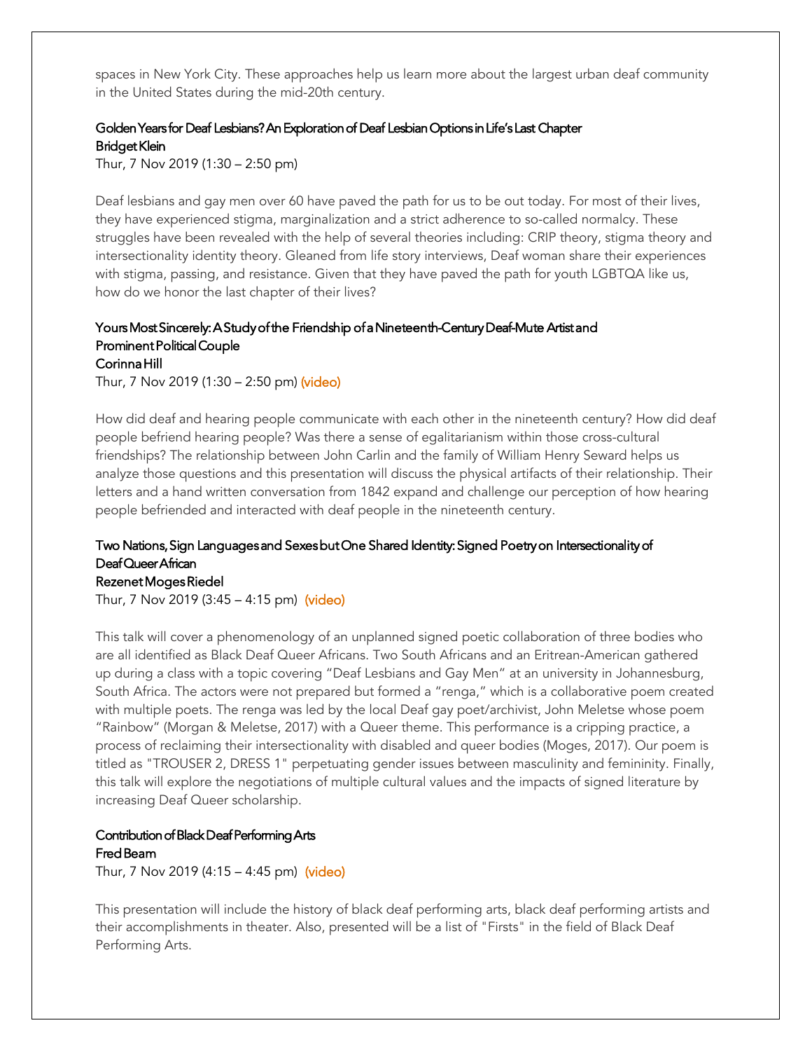spaces in New York City. These approaches help us learn more about the largest urban deaf community in the United States during the mid-20th century.

### Golden Years for Deaf Lesbians? An Exploration of Deaf Lesbian Options in Life's Last Chapter
**Bridget Klein**
Thur, 7 Nov 2019 (1:30 – 2:50 pm)

Deaf lesbians and gay men over 60 have paved the path for us to be out today. For most of their lives, they have experienced stigma, marginalization and a strict adherence to so-called normalcy. These struggles have been revealed with the help of several theories including: CRIP theory, stigma theory and intersectionality identity theory. Gleaned from life story interviews, Deaf woman share their experiences with stigma, passing, and resistance. Given that they have paved the path for youth LGBTQA like us, how do we honor the last chapter of their lives?

### Yours Most Sincerely: A Study of the Friendship of a Nineteenth-Century Deaf-Mute Artist and Prominent Political Couple
**Corinna Hill**
Thur, 7 Nov 2019 (1:30 – 2:50 pm) (video)

How did deaf and hearing people communicate with each other in the nineteenth century? How did deaf people befriend hearing people? Was there a sense of egalitarianism within those cross-cultural friendships? The relationship between John Carlin and the family of William Henry Seward helps us analyze those questions and this presentation will discuss the physical artifacts of their relationship. Their letters and a hand written conversation from 1842 expand and challenge our perception of how hearing people befriended and interacted with deaf people in the nineteenth century.

### Two Nations, Sign Languages and Sexes but One Shared Identity: Signed Poetry on Intersectionality of Deaf Queer African
**Rezenet Moges Riedel**
Thur, 7 Nov 2019 (3:45 – 4:15 pm) (video)

This talk will cover a phenomenology of an unplanned signed poetic collaboration of three bodies who are all identified as Black Deaf Queer Africans. Two South Africans and an Eritrean-American gathered up during a class with a topic covering "Deaf Lesbians and Gay Men" at an university in Johannesburg, South Africa. The actors were not prepared but formed a "renga," which is a collaborative poem created with multiple poets. The renga was led by the local Deaf gay poet/archivist, John Meletse whose poem "Rainbow" (Morgan & Meletse, 2017) with a Queer theme. This performance is a cripping practice, a process of reclaiming their intersectionality with disabled and queer bodies (Moges, 2017). Our poem is titled as "TROUSER 2, DRESS 1" perpetuating gender issues between masculinity and femininity. Finally, this talk will explore the negotiations of multiple cultural values and the impacts of signed literature by increasing Deaf Queer scholarship.

### Contribution of Black Deaf Performing Arts
**Fred Beam**
Thur, 7 Nov 2019 (4:15 – 4:45 pm) (video)

This presentation will include the history of black deaf performing arts, black deaf performing artists and their accomplishments in theater. Also, presented will be a list of "Firsts" in the field of Black Deaf Performing Arts.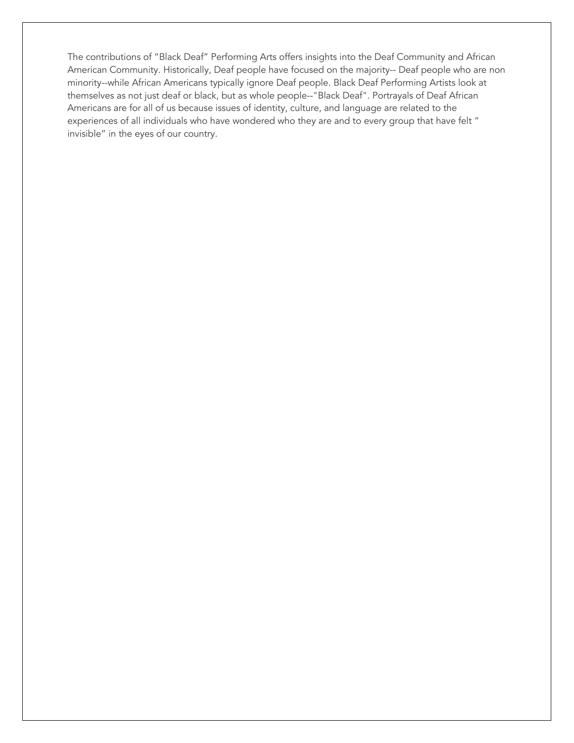The contributions of “Black Deaf” Performing Arts offers insights into the Deaf Community and African American Community. Historically, Deaf people have focused on the majority-- Deaf people who are non minority--while African Americans typically ignore Deaf people. Black Deaf Performing Artists look at themselves as not just deaf or black, but as whole people--"Black Deaf". Portrayals of Deaf African Americans are for all of us because issues of identity, culture, and language are related to the experiences of all individuals who have wondered who they are and to every group that have felt “ invisible” in the eyes of our country.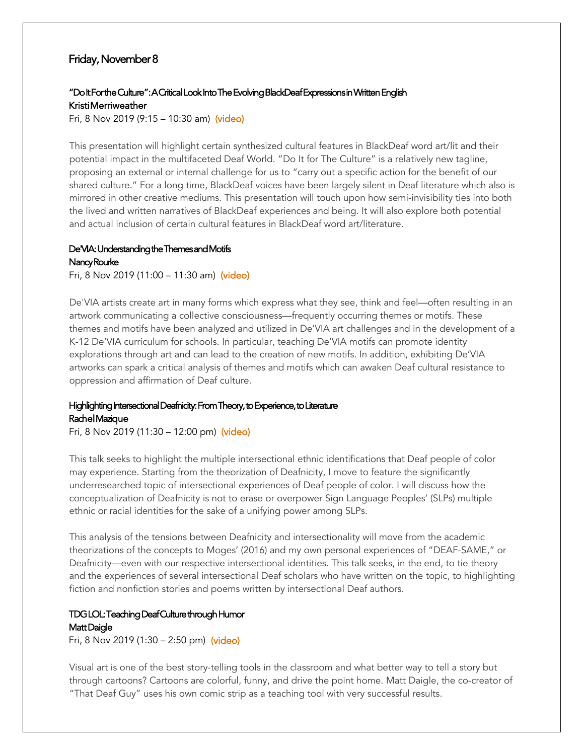## Friday, November 8

### "Do It For the Culture": A Critical Look Into The Evolving BlackDeaf Expressions in Written English
**Kristi Merriweather**
Fri, 8 Nov 2019 (9:15 – 10:30 am) (video)

This presentation will highlight certain synthesized cultural features in BlackDeaf word art/lit and their potential impact in the multifaceted Deaf World. "Do It for The Culture" is a relatively new tagline, proposing an external or internal challenge for us to "carry out a specific action for the benefit of our shared culture." For a long time, BlackDeaf voices have been largely silent in Deaf literature which also is mirrored in other creative mediums. This presentation will touch upon how semi-invisibility ties into both the lived and written narratives of BlackDeaf experiences and being. It will also explore both potential and actual inclusion of certain cultural features in BlackDeaf word art/literature.

### De'VIA: Understanding the Themes and Motifs
**Nancy Rourke**
Fri, 8 Nov 2019 (11:00 – 11:30 am) (video)

De'VIA artists create art in many forms which express what they see, think and feel—often resulting in an artwork communicating a collective consciousness—frequently occurring themes or motifs. These themes and motifs have been analyzed and utilized in De'VIA art challenges and in the development of a K-12 De'VIA curriculum for schools. In particular, teaching De'VIA motifs can promote identity explorations through art and can lead to the creation of new motifs. In addition, exhibiting De'VIA artworks can spark a critical analysis of themes and motifs which can awaken Deaf cultural resistance to oppression and affirmation of Deaf culture.

### Highlighting Intersectional Deafnicity: From Theory, to Experience, to Literature
**Rachel Mazique**
Fri, 8 Nov 2019 (11:30 – 12:00 pm) (video)

This talk seeks to highlight the multiple intersectional ethnic identifications that Deaf people of color may experience. Starting from the theorization of Deafnicity, I move to feature the significantly underresearched topic of intersectional experiences of Deaf people of color. I will discuss how the conceptualization of Deafnicity is not to erase or overpower Sign Language Peoples' (SLPs) multiple ethnic or racial identities for the sake of a unifying power among SLPs.

This analysis of the tensions between Deafnicity and intersectionality will move from the academic theorizations of the concepts to Moges' (2016) and my own personal experiences of "DEAF-SAME," or Deafnicity—even with our respective intersectional identities. This talk seeks, in the end, to tie theory and the experiences of several intersectional Deaf scholars who have written on the topic, to highlighting fiction and nonfiction stories and poems written by intersectional Deaf authors.

### TDG LOL: Teaching Deaf Culture through Humor
**Matt Daigle**
Fri, 8 Nov 2019 (1:30 – 2:50 pm) (video)

Visual art is one of the best story-telling tools in the classroom and what better way to tell a story but through cartoons? Cartoons are colorful, funny, and drive the point home. Matt Daigle, the co-creator of "That Deaf Guy" uses his own comic strip as a teaching tool with very successful results.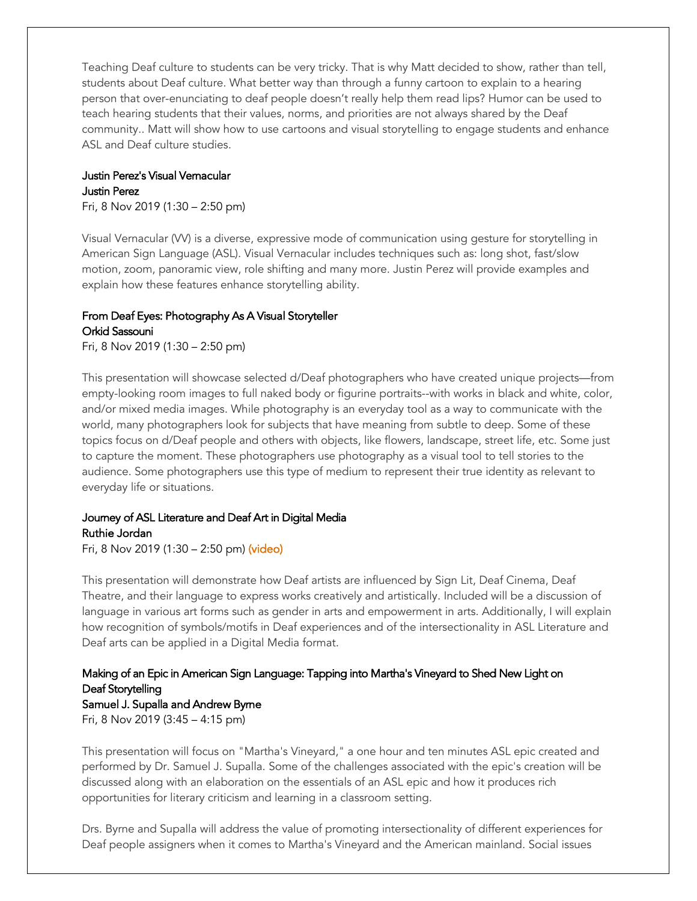Teaching Deaf culture to students can be very tricky. That is why Matt decided to show, rather than tell, students about Deaf culture. What better way than through a funny cartoon to explain to a hearing person that over-enunciating to deaf people doesn't really help them read lips? Humor can be used to teach hearing students that their values, norms, and priorities are not always shared by the Deaf community.. Matt will show how to use cartoons and visual storytelling to engage students and enhance ASL and Deaf culture studies.

### Justin Perez's Visual Vernacular
**Justin Perez**
Fri, 8 Nov 2019 (1:30 – 2:50 pm)

Visual Vernacular (VV) is a diverse, expressive mode of communication using gesture for storytelling in American Sign Language (ASL). Visual Vernacular includes techniques such as: long shot, fast/slow motion, zoom, panoramic view, role shifting and many more. Justin Perez will provide examples and explain how these features enhance storytelling ability.

### From Deaf Eyes: Photography As A Visual Storyteller
**Orkid Sassouni**
Fri, 8 Nov 2019 (1:30 – 2:50 pm)

This presentation will showcase selected d/Deaf photographers who have created unique projects—from empty-looking room images to full naked body or figurine portraits--with works in black and white, color, and/or mixed media images. While photography is an everyday tool as a way to communicate with the world, many photographers look for subjects that have meaning from subtle to deep. Some of these topics focus on d/Deaf people and others with objects, like flowers, landscape, street life, etc. Some just to capture the moment. These photographers use photography as a visual tool to tell stories to the audience. Some photographers use this type of medium to represent their true identity as relevant to everyday life or situations.

### Journey of ASL Literature and Deaf Art in Digital Media
**Ruthie Jordan**
Fri, 8 Nov 2019 (1:30 – 2:50 pm) (video)

This presentation will demonstrate how Deaf artists are influenced by Sign Lit, Deaf Cinema, Deaf Theatre, and their language to express works creatively and artistically. Included will be a discussion of language in various art forms such as gender in arts and empowerment in arts. Additionally, I will explain how recognition of symbols/motifs in Deaf experiences and of the intersectionality in ASL Literature and Deaf arts can be applied in a Digital Media format.

### Making of an Epic in American Sign Language: Tapping into Martha's Vineyard to Shed New Light on Deaf Storytelling
**Samuel J. Supalla and Andrew Byrne**
Fri, 8 Nov 2019 (3:45 – 4:15 pm)

This presentation will focus on "Martha's Vineyard," a one hour and ten minutes ASL epic created and performed by Dr. Samuel J. Supalla. Some of the challenges associated with the epic's creation will be discussed along with an elaboration on the essentials of an ASL epic and how it produces rich opportunities for literary criticism and learning in a classroom setting.

Drs. Byrne and Supalla will address the value of promoting intersectionality of different experiences for Deaf people assigners when it comes to Martha's Vineyard and the American mainland. Social issues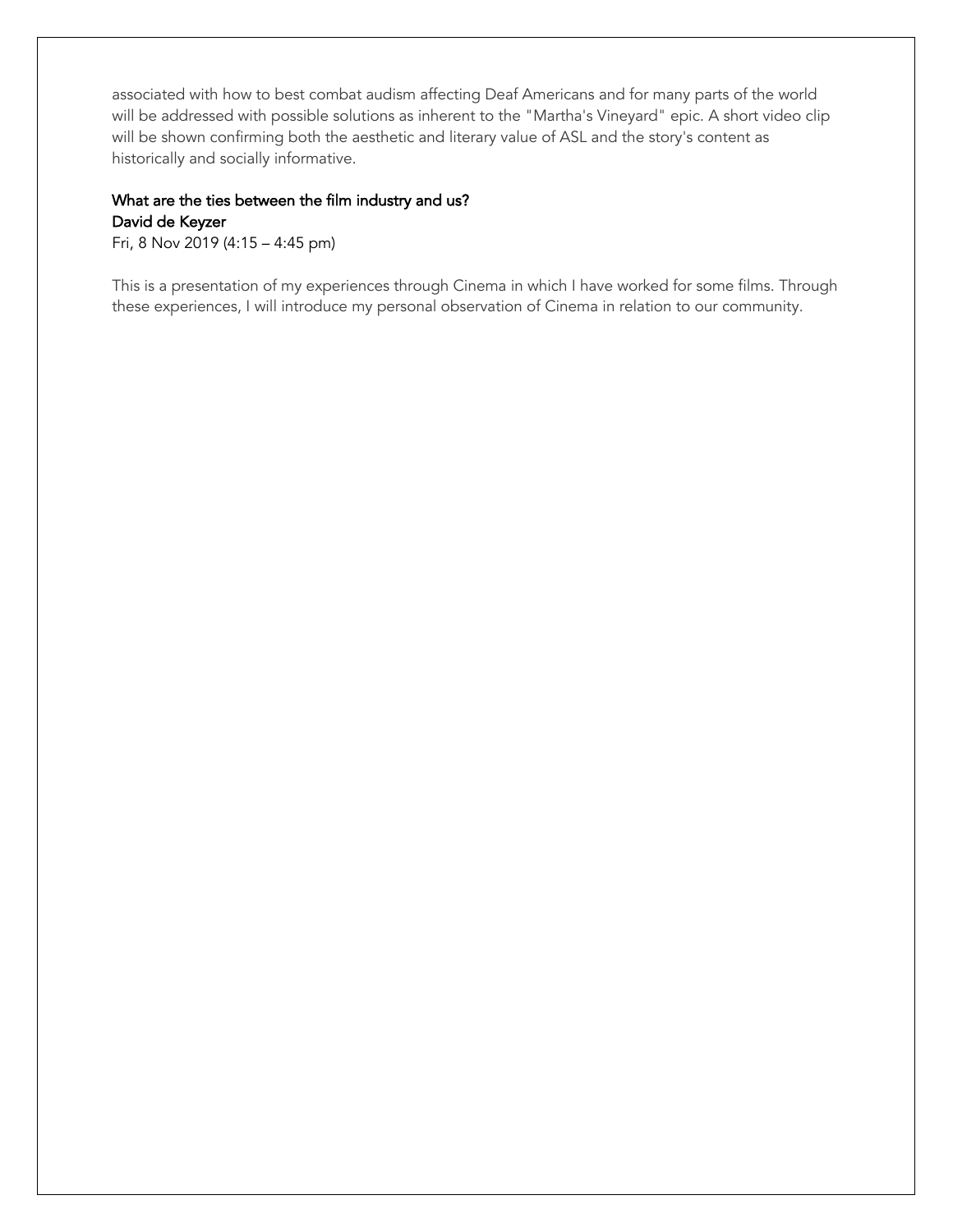associated with how to best combat audism affecting Deaf Americans and for many parts of the world will be addressed with possible solutions as inherent to the "Martha's Vineyard" epic. A short video clip will be shown confirming both the aesthetic and literary value of ASL and the story's content as historically and socially informative.

### What are the ties between the film industry and us?

**David de Keyzer**

Fri, 8 Nov 2019 (4:15 – 4:45 pm)

This is a presentation of my experiences through Cinema in which I have worked for some films. Through these experiences, I will introduce my personal observation of Cinema in relation to our community.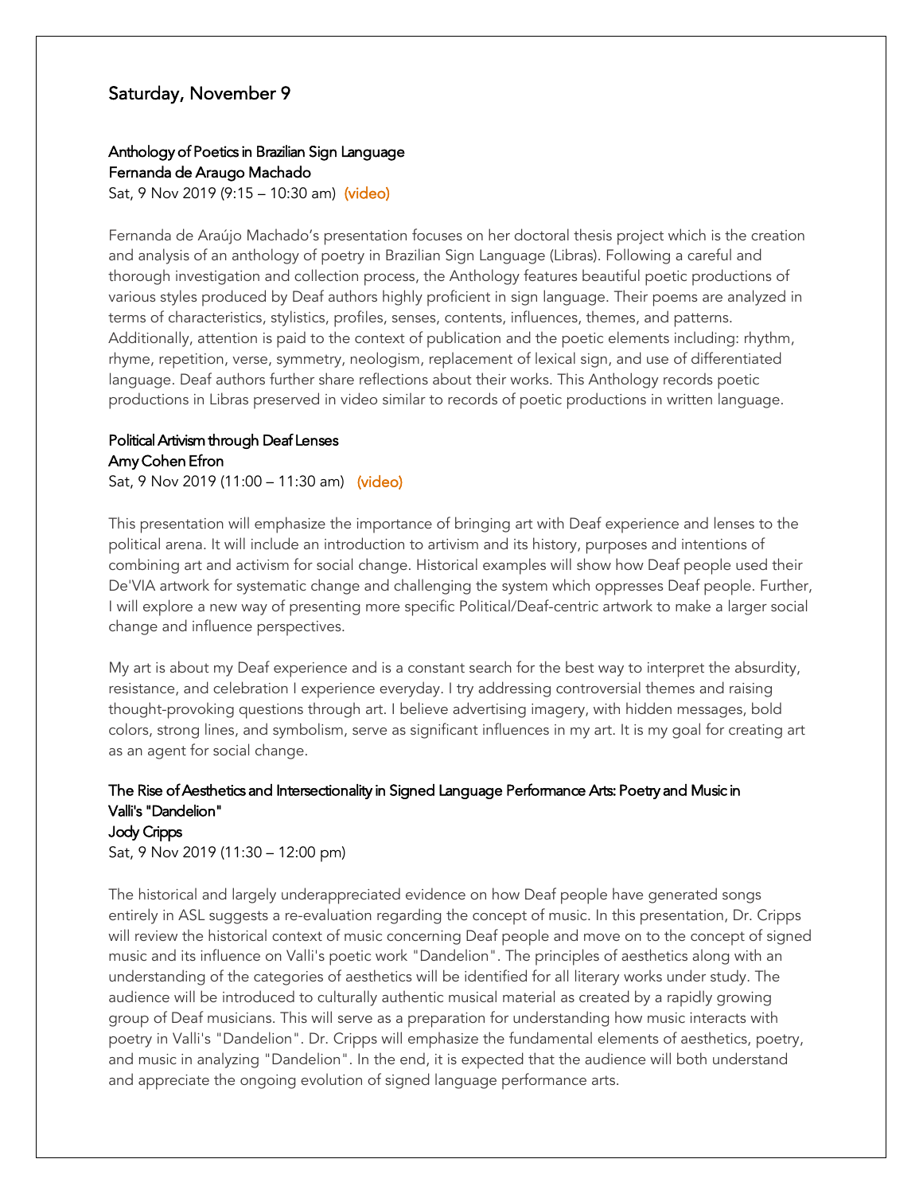## Saturday, November 9

### Anthology of Poetics in Brazilian Sign Language
**Fernanda de Araugo Machado**
Sat, 9 Nov 2019 (9:15 – 10:30 am) (video)

Fernanda de Araújo Machado's presentation focuses on her doctoral thesis project which is the creation and analysis of an anthology of poetry in Brazilian Sign Language (Libras). Following a careful and thorough investigation and collection process, the Anthology features beautiful poetic productions of various styles produced by Deaf authors highly proficient in sign language. Their poems are analyzed in terms of characteristics, stylistics, profiles, senses, contents, influences, themes, and patterns. Additionally, attention is paid to the context of publication and the poetic elements including: rhythm, rhyme, repetition, verse, symmetry, neologism, replacement of lexical sign, and use of differentiated language. Deaf authors further share reflections about their works. This Anthology records poetic productions in Libras preserved in video similar to records of poetic productions in written language.

### Political Artivism through Deaf Lenses
**Amy Cohen Efron**
Sat, 9 Nov 2019 (11:00 – 11:30 am) (video)

This presentation will emphasize the importance of bringing art with Deaf experience and lenses to the political arena. It will include an introduction to artivism and its history, purposes and intentions of combining art and activism for social change. Historical examples will show how Deaf people used their De'VIA artwork for systematic change and challenging the system which oppresses Deaf people. Further, I will explore a new way of presenting more specific Political/Deaf-centric artwork to make a larger social change and influence perspectives.

My art is about my Deaf experience and is a constant search for the best way to interpret the absurdity, resistance, and celebration I experience everyday. I try addressing controversial themes and raising thought-provoking questions through art. I believe advertising imagery, with hidden messages, bold colors, strong lines, and symbolism, serve as significant influences in my art. It is my goal for creating art as an agent for social change.

### The Rise of Aesthetics and Intersectionality in Signed Language Performance Arts: Poetry and Music in Valli's "Dandelion"
**Jody Cripps**
Sat, 9 Nov 2019 (11:30 – 12:00 pm)

The historical and largely underappreciated evidence on how Deaf people have generated songs entirely in ASL suggests a re-evaluation regarding the concept of music. In this presentation, Dr. Cripps will review the historical context of music concerning Deaf people and move on to the concept of signed music and its influence on Valli's poetic work "Dandelion". The principles of aesthetics along with an understanding of the categories of aesthetics will be identified for all literary works under study. The audience will be introduced to culturally authentic musical material as created by a rapidly growing group of Deaf musicians. This will serve as a preparation for understanding how music interacts with poetry in Valli's "Dandelion". Dr. Cripps will emphasize the fundamental elements of aesthetics, poetry, and music in analyzing "Dandelion". In the end, it is expected that the audience will both understand and appreciate the ongoing evolution of signed language performance arts.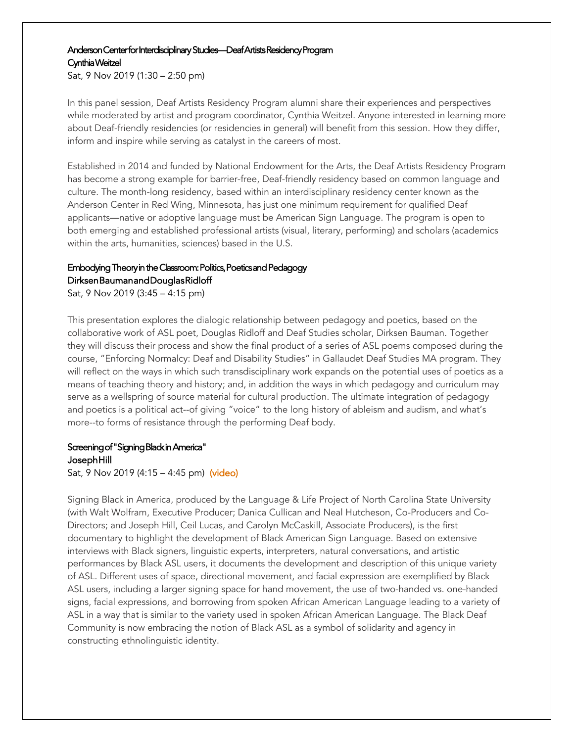**Anderson Center for Interdisciplinary Studies—Deaf Artists Residency Program**
**Cynthia Weitzel**
Sat, 9 Nov 2019 (1:30 – 2:50 pm)

In this panel session, Deaf Artists Residency Program alumni share their experiences and perspectives while moderated by artist and program coordinator, Cynthia Weitzel. Anyone interested in learning more about Deaf-friendly residencies (or residencies in general) will benefit from this session. How they differ, inform and inspire while serving as catalyst in the careers of most.

Established in 2014 and funded by National Endowment for the Arts, the Deaf Artists Residency Program has become a strong example for barrier-free, Deaf-friendly residency based on common language and culture. The month-long residency, based within an interdisciplinary residency center known as the Anderson Center in Red Wing, Minnesota, has just one minimum requirement for qualified Deaf applicants—native or adoptive language must be American Sign Language. The program is open to both emerging and established professional artists (visual, literary, performing) and scholars (academics within the arts, humanities, sciences) based in the U.S.

**Embodying Theory in the Classroom: Politics, Poetics and Pedagogy**
**Dirksen Bauman and Douglas Ridloff**
Sat, 9 Nov 2019 (3:45 – 4:15 pm)

This presentation explores the dialogic relationship between pedagogy and poetics, based on the collaborative work of ASL poet, Douglas Ridloff and Deaf Studies scholar, Dirksen Bauman. Together they will discuss their process and show the final product of a series of ASL poems composed during the course, "Enforcing Normalcy: Deaf and Disability Studies" in Gallaudet Deaf Studies MA program. They will reflect on the ways in which such transdisciplinary work expands on the potential uses of poetics as a means of teaching theory and history; and, in addition the ways in which pedagogy and curriculum may serve as a wellspring of source material for cultural production. The ultimate integration of pedagogy and poetics is a political act--of giving "voice" to the long history of ableism and audism, and what's more--to forms of resistance through the performing Deaf body.

**Screening of "Signing Black in America"**
**Joseph Hill**
Sat, 9 Nov 2019 (4:15 – 4:45 pm) (video)

Signing Black in America, produced by the Language & Life Project of North Carolina State University (with Walt Wolfram, Executive Producer; Danica Cullican and Neal Hutcheson, Co-Producers and Co-Directors; and Joseph Hill, Ceil Lucas, and Carolyn McCaskill, Associate Producers), is the first documentary to highlight the development of Black American Sign Language. Based on extensive interviews with Black signers, linguistic experts, interpreters, natural conversations, and artistic performances by Black ASL users, it documents the development and description of this unique variety of ASL. Different uses of space, directional movement, and facial expression are exemplified by Black ASL users, including a larger signing space for hand movement, the use of two-handed vs. one-handed signs, facial expressions, and borrowing from spoken African American Language leading to a variety of ASL in a way that is similar to the variety used in spoken African American Language. The Black Deaf Community is now embracing the notion of Black ASL as a symbol of solidarity and agency in constructing ethnolinguistic identity.